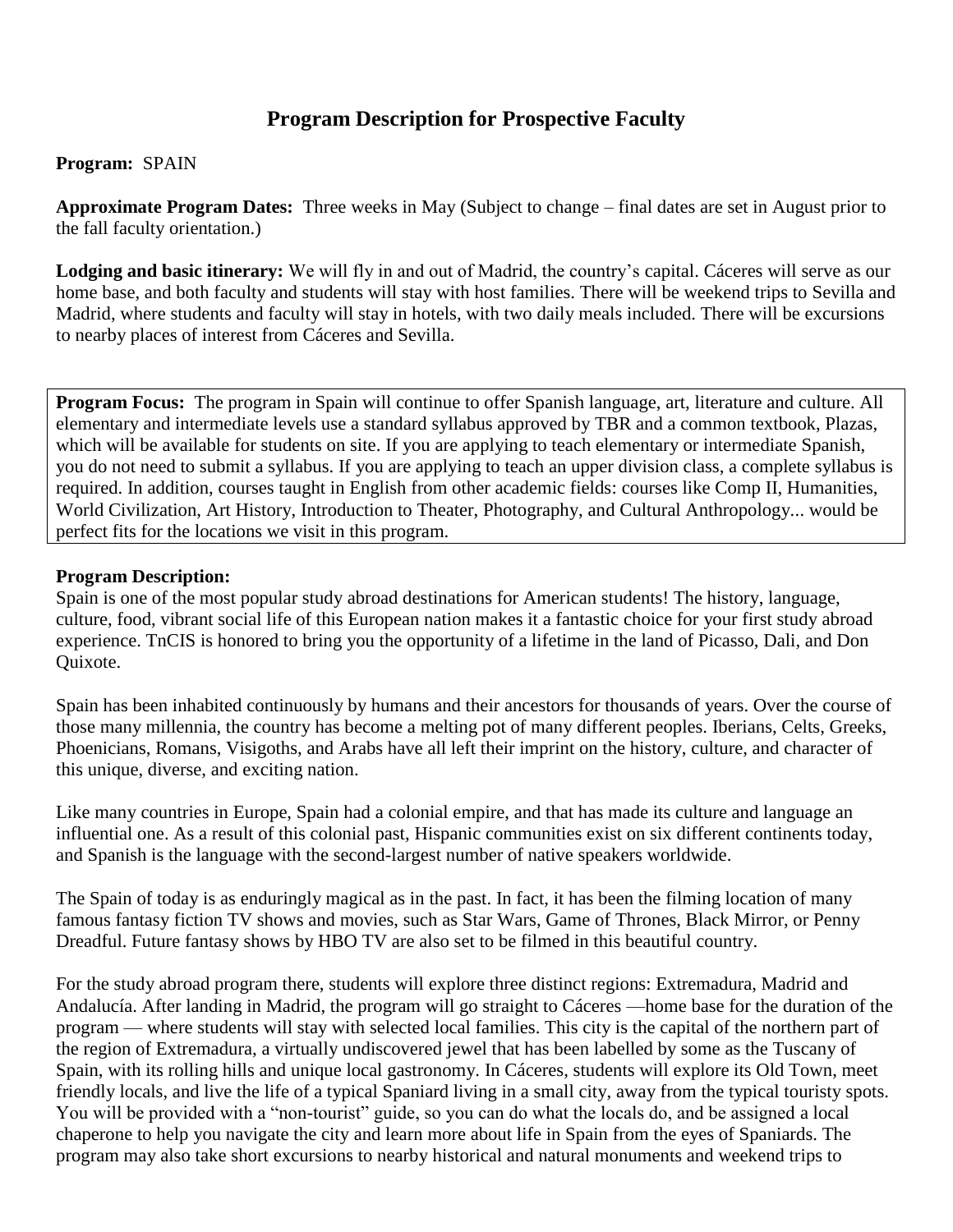# Program Description for Prospective Faculty

**Program:** SPAIN

**Approximate Program Dates:** Three weeks in May (Subject to change – final dates are set in August prior to the fall faculty orientation.)

**Lodging and basic itinerary:** We will fly in and out of Madrid, the country's capital. Cáceres will serve as our home base, and both faculty and students will stay with host families. There will be weekend trips to Sevilla and Madrid, where students and faculty will stay in hotels, with two daily meals included. There will be excursions to nearby places of interest from Cáceres and Sevilla.

**Program Focus:** The program in Spain will continue to offer Spanish language, art, literature and culture. All elementary and intermediate levels use a standard syllabus approved by TBR and a common textbook, Plazas, which will be available for students on site. If you are applying to teach elementary or intermediate Spanish, you do not need to submit a syllabus. If you are applying to teach an upper division class, a complete syllabus is required. In addition, courses taught in English from other academic fields: courses like Comp II, Humanities, World Civilization, Art History, Introduction to Theater, Photography, and Cultural Anthropology... would be perfect fits for the locations we visit in this program.

**Program Description:**

Spain is one of the most popular study abroad destinations for American students! The history, language, culture, food, vibrant social life of this European nation makes it a fantastic choice for your first study abroad experience. TnCIS is honored to bring you the opportunity of a lifetime in the land of Picasso, Dali, and Don Quixote.

Spain has been inhabited continuously by humans and their ancestors for thousands of years. Over the course of those many millennia, the country has become a melting pot of many different peoples. Iberians, Celts, Greeks, Phoenicians, Romans, Visigoths, and Arabs have all left their imprint on the history, culture, and character of this unique, diverse, and exciting nation.

Like many countries in Europe, Spain had a colonial empire, and that has made its culture and language an influential one. As a result of this colonial past, Hispanic communities exist on six different continents today, and Spanish is the language with the second-largest number of native speakers worldwide.

The Spain of today is as enduringly magical as in the past. In fact, it has been the filming location of many famous fantasy fiction TV shows and movies, such as Star Wars, Game of Thrones, Black Mirror, or Penny Dreadful. Future fantasy shows by HBO TV are also set to be filmed in this beautiful country.

For the study abroad program there, students will explore three distinct regions: Extremadura, Madrid and Andalucía. After landing in Madrid, the program will go straight to Cáceres —home base for the duration of the program — where students will stay with selected local families. This city is the capital of the northern part of the region of Extremadura, a virtually undiscovered jewel that has been labelled by some as the Tuscany of Spain, with its rolling hills and unique local gastronomy. In Cáceres, students will explore its Old Town, meet friendly locals, and live the life of a typical Spaniard living in a small city, away from the typical touristy spots. You will be provided with a "non-tourist" guide, so you can do what the locals do, and be assigned a local chaperone to help you navigate the city and learn more about life in Spain from the eyes of Spaniards. The program may also take short excursions to nearby historical and natural monuments and weekend trips to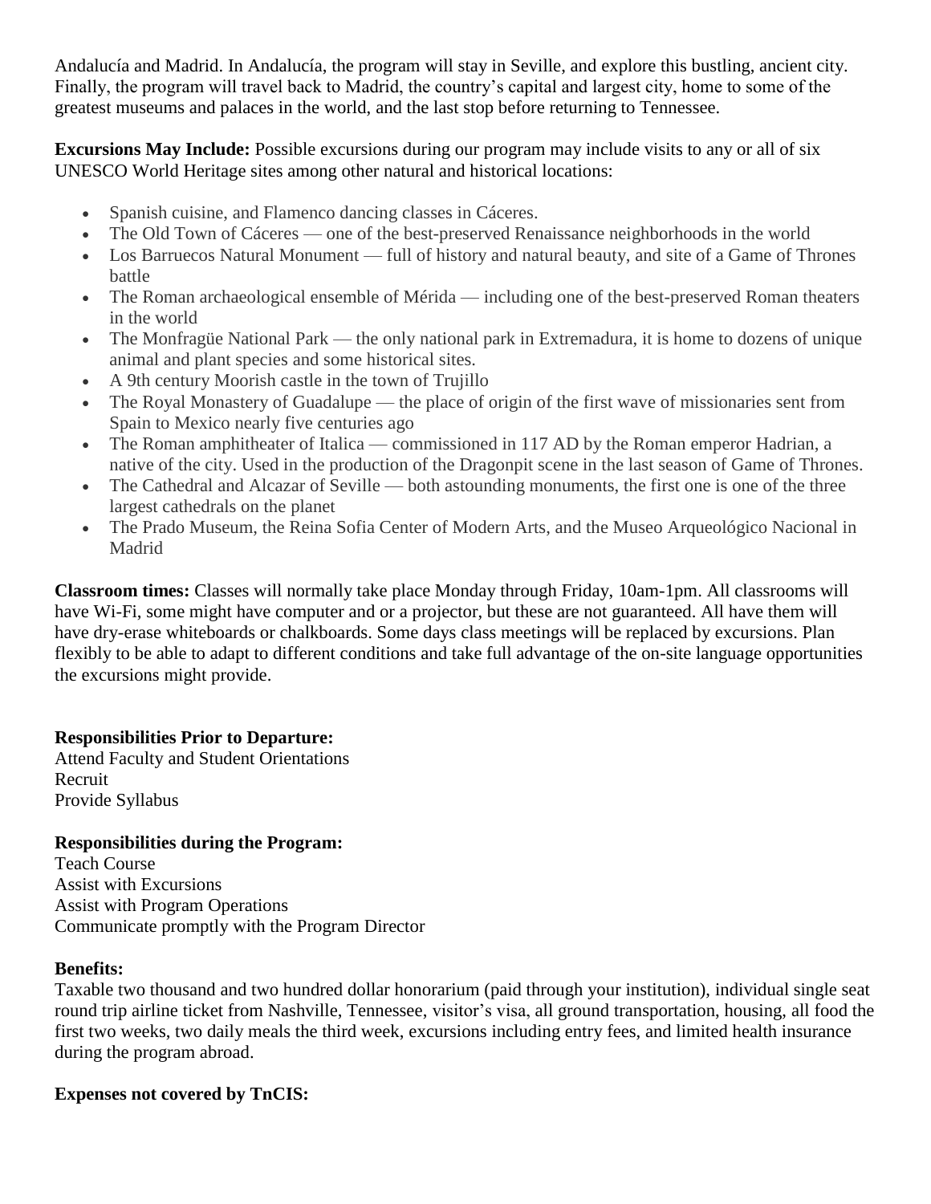Andalucía and Madrid. In Andalucía, the program will stay in Seville, and explore this bustling, ancient city. Finally, the program will travel back to Madrid, the country's capital and largest city, home to some of the greatest museums and palaces in the world, and the last stop before returning to Tennessee.

**Excursions May Include:** Possible excursions during our program may include visits to any or all of six UNESCO World Heritage sites among other natural and historical locations:

- Spanish cuisine, and Flamenco dancing classes in Cáceres.
- The Old Town of Cáceres — one of the best-preserved Renaissance neighborhoods in the world
- Los Barruecos Natural Monument — full of history and natural beauty, and site of a Game of Thrones battle
- The Roman archaeological ensemble of Mérida — including one of the best-preserved Roman theaters in the world
- The Monfragüe National Park — the only national park in Extremadura, it is home to dozens of unique animal and plant species and some historical sites.
- A 9th century Moorish castle in the town of Trujillo
- The Royal Monastery of Guadalupe — the place of origin of the first wave of missionaries sent from Spain to Mexico nearly five centuries ago
- The Roman amphitheater of Italica — commissioned in 117 AD by the Roman emperor Hadrian, a native of the city. Used in the production of the Dragonpit scene in the last season of Game of Thrones.
- The Cathedral and Alcazar of Seville — both astounding monuments, the first one is one of the three largest cathedrals on the planet
- The Prado Museum, the Reina Sofia Center of Modern Arts, and the Museo Arqueológico Nacional in Madrid

**Classroom times:** Classes will normally take place Monday through Friday, 10am-1pm. All classrooms will have Wi-Fi, some might have computer and or a projector, but these are not guaranteed. All have them will have dry-erase whiteboards or chalkboards. Some days class meetings will be replaced by excursions. Plan flexibly to be able to adapt to different conditions and take full advantage of the on-site language opportunities the excursions might provide.

**Responsibilities Prior to Departure:**
Attend Faculty and Student Orientations
Recruit
Provide Syllabus

**Responsibilities during the Program:**
Teach Course
Assist with Excursions
Assist with Program Operations
Communicate promptly with the Program Director

**Benefits:**
Taxable two thousand and two hundred dollar honorarium (paid through your institution), individual single seat round trip airline ticket from Nashville, Tennessee, visitor's visa, all ground transportation, housing, all food the first two weeks, two daily meals the third week, excursions including entry fees, and limited health insurance during the program abroad.

**Expenses not covered by TnCIS:**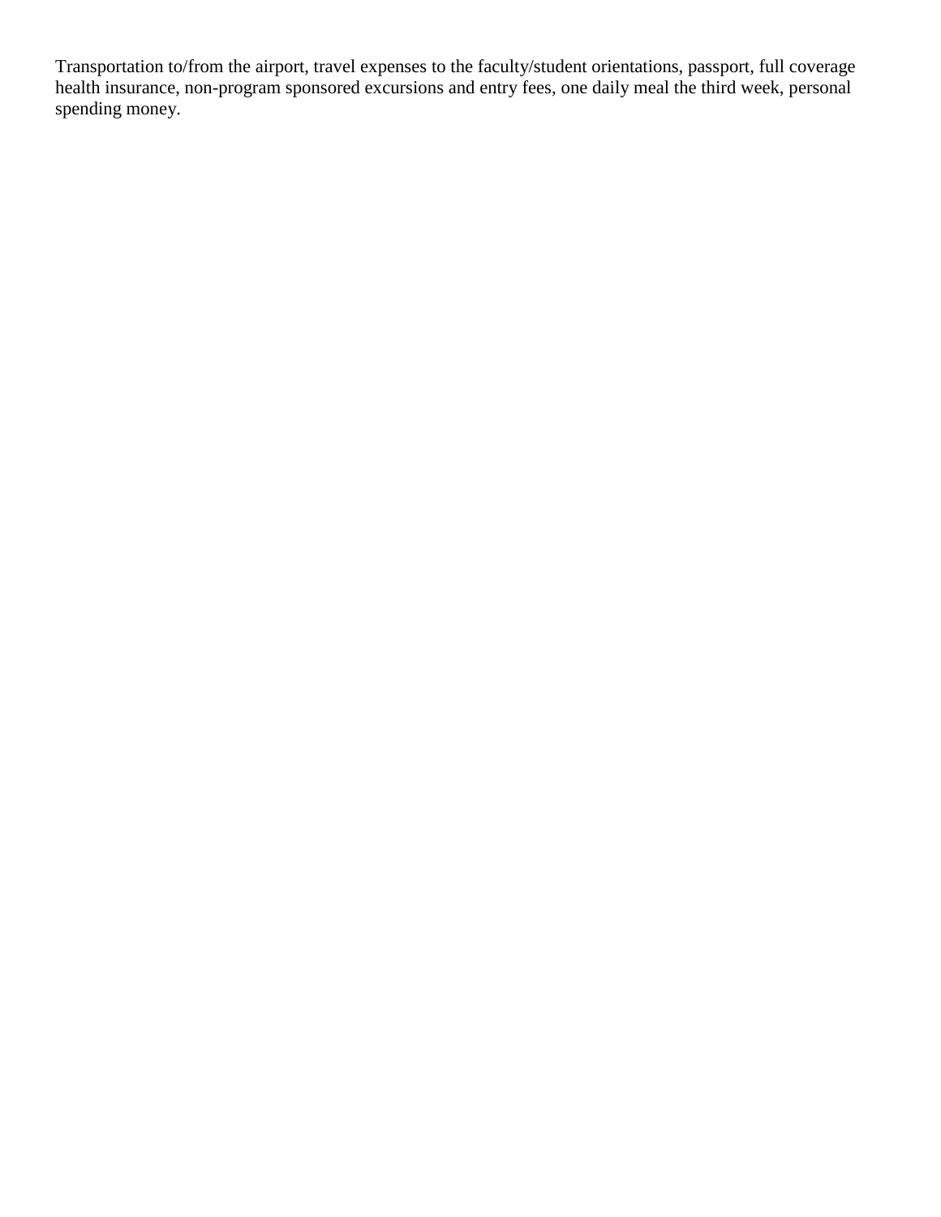Transportation to/from the airport, travel expenses to the faculty/student orientations, passport, full coverage health insurance, non-program sponsored excursions and entry fees, one daily meal the third week, personal spending money.